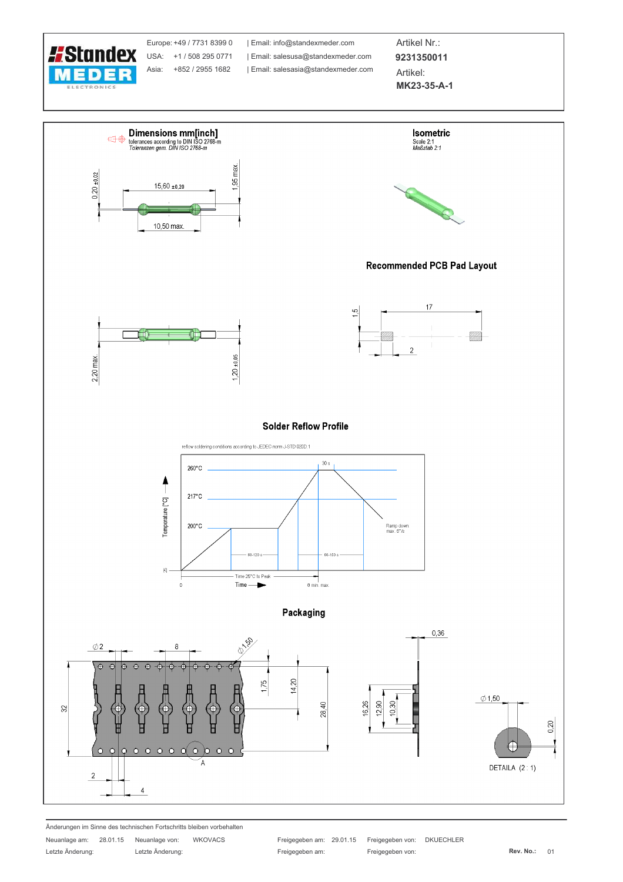| Europe: +49 / 7731 8399 0 | Email: info@standexmeder.com |
| --- | --- |
| USA: +1 / 508 295 0771 | Email: salesusa@standexmeder.com |
| Asia: +852 / 2955 1682 | Email: salesasia@standexmeder.com |

Artikel Nr.: **9231350011**

Artikel: **MK23-35-A-1**

## Dimensions mm[inch]

tolerances according to DIN ISO 2768-m
*Toleranzen gem. DIN ISO 2768-m*

15,60 ±0,20
10,50 max.
0,20 ±0,02
1,95 max.
2,20 max.
1,20 ±0,05

## Isometric

Scale 2:1
*Maßstab 2:1*

## Recommended PCB Pad Layout

17
1,5
2

## Solder Reflow Profile

reflow soldering conditions according to JEDEC norm J-STD 020D.1

Temperature [°C]: 260°C, 217°C, 200°C
30 s
60-120 s
60-150 s
Ramp down max. 6°/s
Time 25°C to Peak
Time
8 min. max
0

## Packaging

∅2, 8, ∅1,50, 1,75, 14,20, 28,40, 32, 2, 4, A
0,36, 16,26, 12,90, 10,30
∅1,50, 0,20
DETAILA (2 : 1)

Änderungen im Sinne des technischen Fortschritts bleiben vorbehalten

| Neuanlage am: | 28.01.15 | Neuanlage von: | WKOVACS | Freigegeben am: | 29.01.15 | Freigegeben von: | DKUECHLER | | |
| --- | --- | --- | --- | --- | --- | --- | --- | --- | --- |
| Letzte Änderung: | | Letzte Änderung: | | Freigegeben am: | | Freigegeben von: | | Rev. No.: | 01 |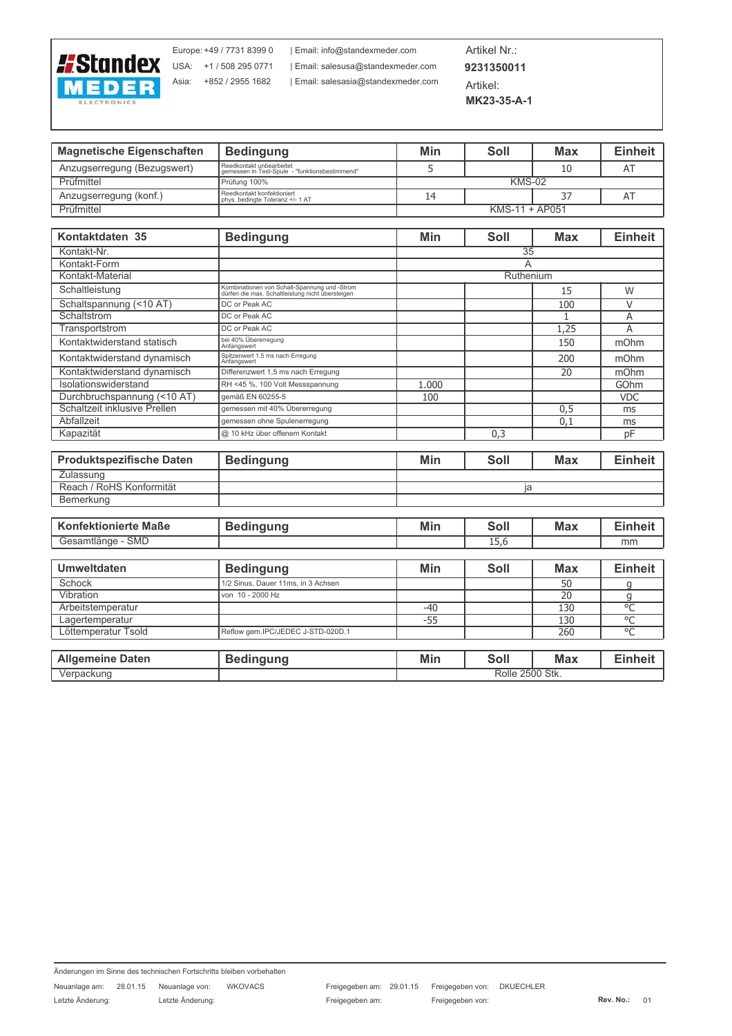Europe: +49 / 7731 8399 0 | Email: info@standexmeder.com
USA: +1 / 508 295 0771 | Email: salesusa@standexmeder.com
Asia: +852 / 2955 1682 | Email: salesasia@standexmeder.com

Artikel Nr.:
**9231350011**
Artikel:
**MK23-35-A-1**

| Magnetische Eigenschaften | Bedingung | Min | Soll | Max | Einheit |
|---|---|---|---|---|---|
| Anzugserregung (Bezugswert) | Reedkontakt unbearbeitet gemessen in Test-Spule - "funktionsbestimmend" | 5 | | 10 | AT |
| Prüfmittel | Prüfung 100% | | KMS-02 | | |
| Anzugserregung (konf.) | Reedkontakt konfektioniert phys. bedingte Toleranz +/- 1 AT | 14 | | 37 | AT |
| Prüfmittel | | | KMS-11 + AP051 | | |

| Kontaktdaten 35 | Bedingung | Min | Soll | Max | Einheit |
|---|---|---|---|---|---|
| Kontakt-Nr. | | | 35 | | |
| Kontakt-Form | | | A | | |
| Kontakt-Material | | | Ruthenium | | |
| Schaltleistung | Kombinationen von Schalt-Spannung und -Strom dürfen die max. Schaltleistung nicht übersteigen | | | 15 | W |
| Schaltspannung (<10 AT) | DC or Peak AC | | | 100 | V |
| Schaltstrom | DC or Peak AC | | | 1 | A |
| Transportstrom | DC or Peak AC | | | 1,25 | A |
| Kontaktwiderstand statisch | bei 40% Übererregung Anfangswert | | | 150 | mOhm |
| Kontaktwiderstand dynamisch | Spitzenwert 1,5 ms nach Erregung Anfangswert | | | 200 | mOhm |
| Kontaktwiderstand dynamisch | Differenzwert 1,5 ms nach Erregung | | | 20 | mOhm |
| Isolationswiderstand | RH <45 %, 100 Volt Messspannung | 1.000 | | | GOhm |
| Durchbruchspannung (<10 AT) | gemäß EN 60255-5 | 100 | | | VDC |
| Schaltzeit inklusive Prellen | gemessen mit 40% Übererregung | | | 0,5 | ms |
| Abfallzeit | gemessen ohne Spulenerregung | | | 0,1 | ms |
| Kapazität | @ 10 kHz über offenem Kontakt | | 0,3 | | pF |

| Produktspezifische Daten | Bedingung | Min | Soll | Max | Einheit |
|---|---|---|---|---|---|
| Zulassung | | | | | |
| Reach / RoHS Konformität | | | ja | | |
| Bemerkung | | | | | |

| Konfektionierte Maße | Bedingung | Min | Soll | Max | Einheit |
|---|---|---|---|---|---|
| Gesamtlänge - SMD | | | 15,6 | | mm |

| Umweltdaten | Bedingung | Min | Soll | Max | Einheit |
|---|---|---|---|---|---|
| Schock | 1/2 Sinus, Dauer 11ms, in 3 Achsen | | | 50 | g |
| Vibration | von 10 - 2000 Hz | | | 20 | g |
| Arbeitstemperatur | | -40 | | 130 | °C |
| Lagertemperatur | | -55 | | 130 | °C |
| Löttemperatur Tsold | Reflow gem.IPC/JEDEC J-STD-020D.1 | | | 260 | °C |

| Allgemeine Daten | Bedingung | Min | Soll | Max | Einheit |
|---|---|---|---|---|---|
| Verpackung | | | Rolle 2500 Stk. | | |

Änderungen im Sinne des technischen Fortschritts bleiben vorbehalten

Neuanlage am: 28.01.15 Neuanlage von: WKOVACS Freigegeben am: 29.01.15 Freigegeben von: DKUECHLER
Letzte Änderung: Letzte Änderung: Freigegeben am: Freigegeben von: **Rev. No.:** 01